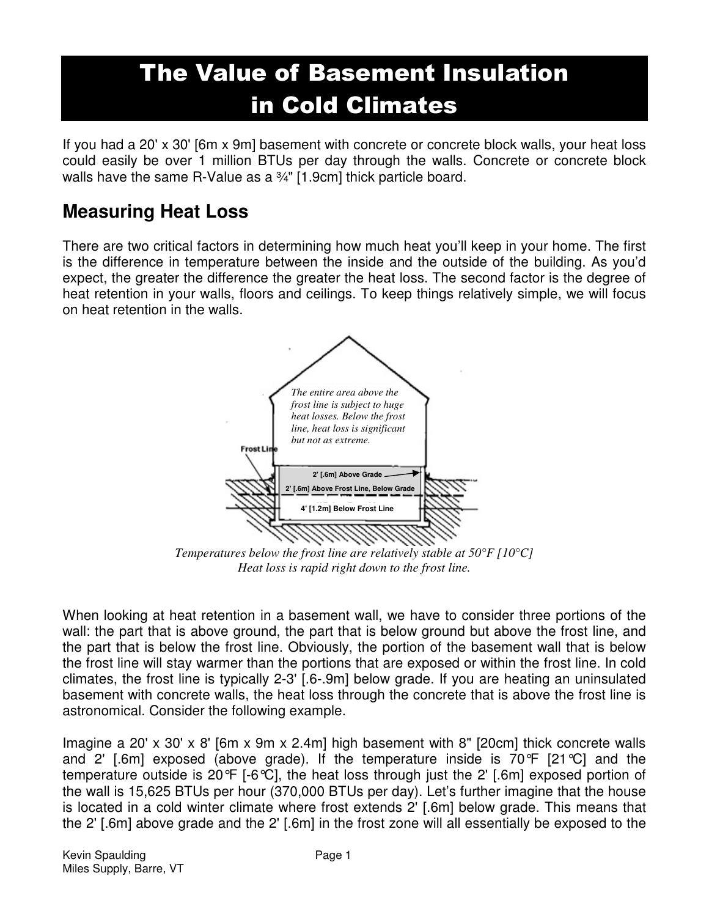# The Value of Basement Insulation in Cold Climates

If you had a 20' x 30' [6m x 9m] basement with concrete or concrete block walls, your heat loss could easily be over 1 million BTUs per day through the walls. Concrete or concrete block walls have the same R-Value as a ¾" [1.9cm] thick particle board.

## Measuring Heat Loss

There are two critical factors in determining how much heat you'll keep in your home. The first is the difference in temperature between the inside and the outside of the building. As you'd expect, the greater the difference the greater the heat loss. The second factor is the degree of heat retention in your walls, floors and ceilings. To keep things relatively simple, we will focus on heat retention in the walls.

*The entire area above the frost line is subject to huge heat losses. Below the frost line, heat loss is significant but not as extreme.*

Frost Line

2' [.6m] Above Grade

2' [.6m] Above Frost Line, Below Grade

4' [1.2m] Below Frost Line

*Temperatures below the frost line are relatively stable at 50°F [10°C]*
*Heat loss is rapid right down to the frost line.*

When looking at heat retention in a basement wall, we have to consider three portions of the wall: the part that is above ground, the part that is below ground but above the frost line, and the part that is below the frost line. Obviously, the portion of the basement wall that is below the frost line will stay warmer than the portions that are exposed or within the frost line. In cold climates, the frost line is typically 2-3' [.6-.9m] below grade. If you are heating an uninsulated basement with concrete walls, the heat loss through the concrete that is above the frost line is astronomical. Consider the following example.

Imagine a 20' x 30' x 8' [6m x 9m x 2.4m] high basement with 8" [20cm] thick concrete walls and 2' [.6m] exposed (above grade). If the temperature inside is 70°F [21°C] and the temperature outside is 20°F [-6°C], the heat loss through just the 2' [.6m] exposed portion of the wall is 15,625 BTUs per hour (370,000 BTUs per day). Let's further imagine that the house is located in a cold winter climate where frost extends 2' [.6m] below grade. This means that the 2' [.6m] above grade and the 2' [.6m] in the frost zone will all essentially be exposed to the

Kevin Spaulding
Miles Supply, Barre, VT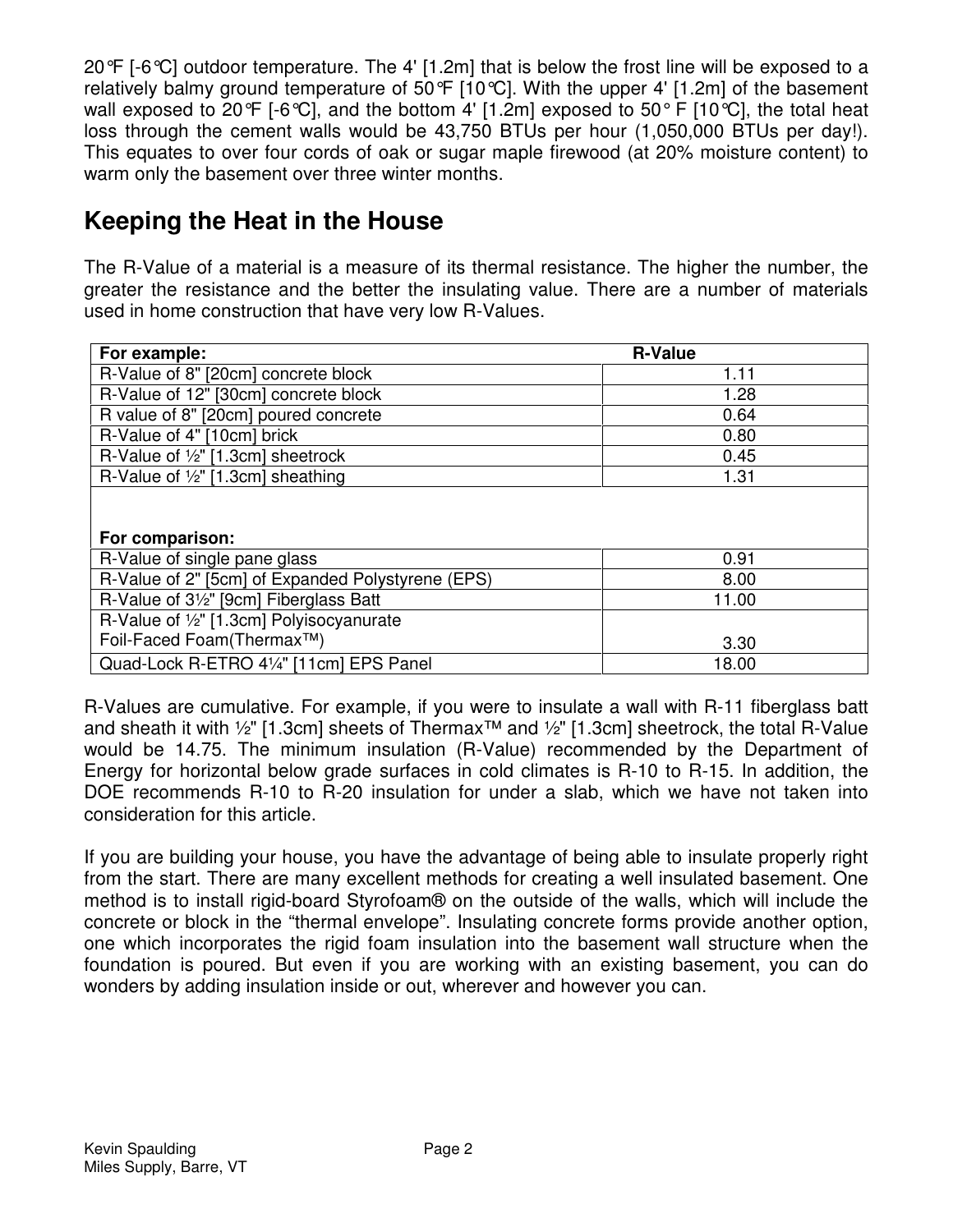20°F [-6°C] outdoor temperature. The 4' [1.2m] that is below the frost line will be exposed to a relatively balmy ground temperature of 50°F [10°C]. With the upper 4' [1.2m] of the basement wall exposed to 20°F [-6°C], and the bottom 4' [1.2m] exposed to 50° F [10°C], the total heat loss through the cement walls would be 43,750 BTUs per hour (1,050,000 BTUs per day!). This equates to over four cords of oak or sugar maple firewood (at 20% moisture content) to warm only the basement over three winter months.

## Keeping the Heat in the House

The R-Value of a material is a measure of its thermal resistance. The higher the number, the greater the resistance and the better the insulating value. There are a number of materials used in home construction that have very low R-Values.

| **For example:** | **R-Value** |
|---|---|
| R-Value of 8" [20cm] concrete block | 1.11 |
| R-Value of 12" [30cm] concrete block | 1.28 |
| R value of 8" [20cm] poured concrete | 0.64 |
| R-Value of 4" [10cm] brick | 0.80 |
| R-Value of ½" [1.3cm] sheetrock | 0.45 |
| R-Value of ½" [1.3cm] sheathing | 1.31 |
| **For comparison:** | |
| R-Value of single pane glass | 0.91 |
| R-Value of 2" [5cm] of Expanded Polystyrene (EPS) | 8.00 |
| R-Value of 3½" [9cm] Fiberglass Batt | 11.00 |
| R-Value of ½" [1.3cm] Polyisocyanurate Foil-Faced Foam(Thermax™) | 3.30 |
| Quad-Lock R-ETRO 4¼" [11cm] EPS Panel | 18.00 |

R-Values are cumulative. For example, if you were to insulate a wall with R-11 fiberglass batt and sheath it with ½" [1.3cm] sheets of Thermax™ and ½" [1.3cm] sheetrock, the total R-Value would be 14.75. The minimum insulation (R-Value) recommended by the Department of Energy for horizontal below grade surfaces in cold climates is R-10 to R-15. In addition, the DOE recommends R-10 to R-20 insulation for under a slab, which we have not taken into consideration for this article.

If you are building your house, you have the advantage of being able to insulate properly right from the start. There are many excellent methods for creating a well insulated basement. One method is to install rigid-board Styrofoam® on the outside of the walls, which will include the concrete or block in the "thermal envelope". Insulating concrete forms provide another option, one which incorporates the rigid foam insulation into the basement wall structure when the foundation is poured. But even if you are working with an existing basement, you can do wonders by adding insulation inside or out, wherever and however you can.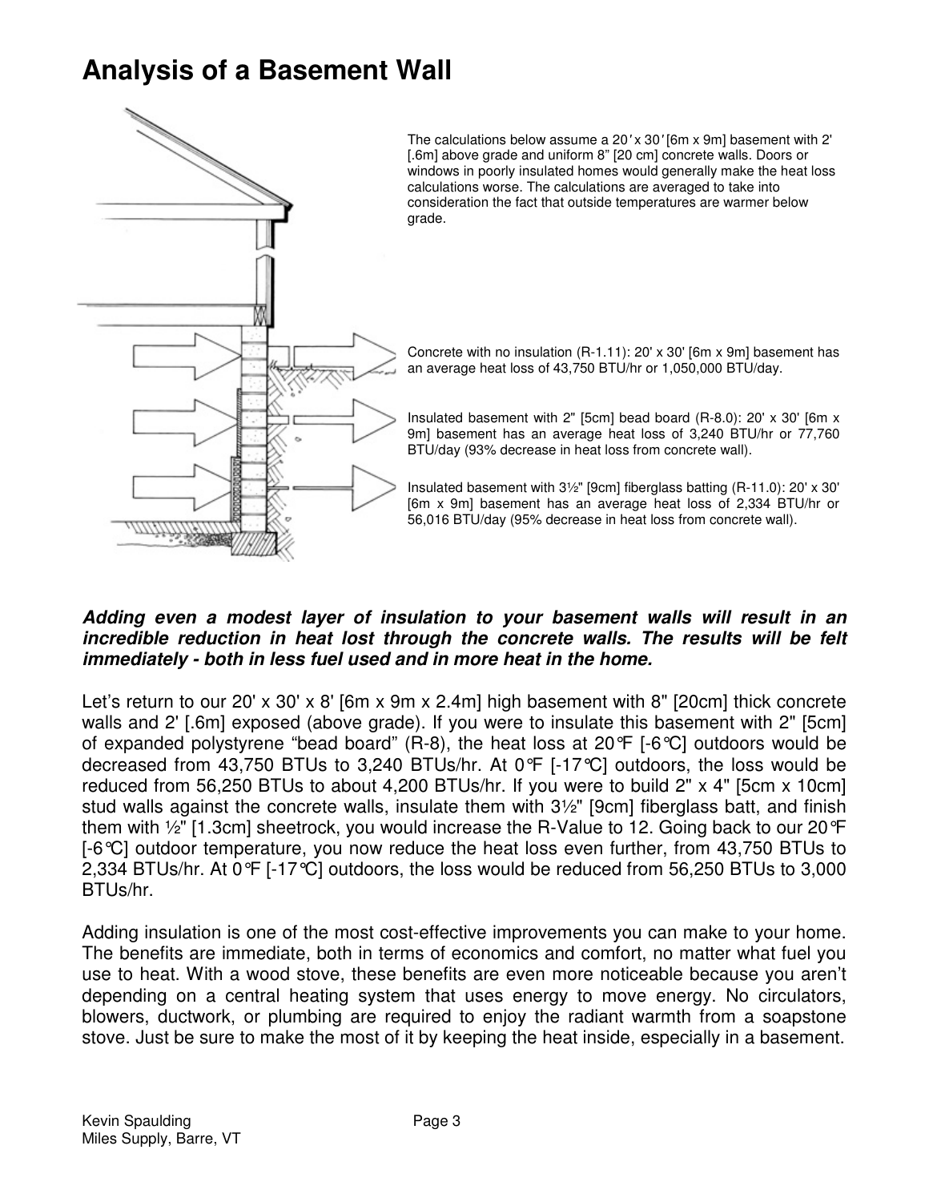# Analysis of a Basement Wall

The calculations below assume a 20' x 30' [6m x 9m] basement with 2' [.6m] above grade and uniform 8" [20 cm] concrete walls. Doors or windows in poorly insulated homes would generally make the heat loss calculations worse. The calculations are averaged to take into consideration the fact that outside temperatures are warmer below grade.

Concrete with no insulation (R-1.11): 20' x 30' [6m x 9m] basement has an average heat loss of 43,750 BTU/hr or 1,050,000 BTU/day.

Insulated basement with 2" [5cm] bead board (R-8.0): 20' x 30' [6m x 9m] basement has an average heat loss of 3,240 BTU/hr or 77,760 BTU/day (93% decrease in heat loss from concrete wall).

Insulated basement with 3½" [9cm] fiberglass batting (R-11.0): 20' x 30' [6m x 9m] basement has an average heat loss of 2,334 BTU/hr or 56,016 BTU/day (95% decrease in heat loss from concrete wall).

***Adding even a modest layer of insulation to your basement walls will result in an incredible reduction in heat lost through the concrete walls. The results will be felt immediately - both in less fuel used and in more heat in the home.***

Let's return to our 20' x 30' x 8' [6m x 9m x 2.4m] high basement with 8" [20cm] thick concrete walls and 2' [.6m] exposed (above grade). If you were to insulate this basement with 2" [5cm] of expanded polystyrene "bead board" (R-8), the heat loss at 20°F [-6°C] outdoors would be decreased from 43,750 BTUs to 3,240 BTUs/hr. At 0°F [-17°C] outdoors, the loss would be reduced from 56,250 BTUs to about 4,200 BTUs/hr. If you were to build 2" x 4" [5cm x 10cm] stud walls against the concrete walls, insulate them with 3½" [9cm] fiberglass batt, and finish them with ½" [1.3cm] sheetrock, you would increase the R-Value to 12. Going back to our 20°F [-6°C] outdoor temperature, you now reduce the heat loss even further, from 43,750 BTUs to 2,334 BTUs/hr. At 0°F [-17°C] outdoors, the loss would be reduced from 56,250 BTUs to 3,000 BTUs/hr.

Adding insulation is one of the most cost-effective improvements you can make to your home. The benefits are immediate, both in terms of economics and comfort, no matter what fuel you use to heat. With a wood stove, these benefits are even more noticeable because you aren't depending on a central heating system that uses energy to move energy. No circulators, blowers, ductwork, or plumbing are required to enjoy the radiant warmth from a soapstone stove. Just be sure to make the most of it by keeping the heat inside, especially in a basement.